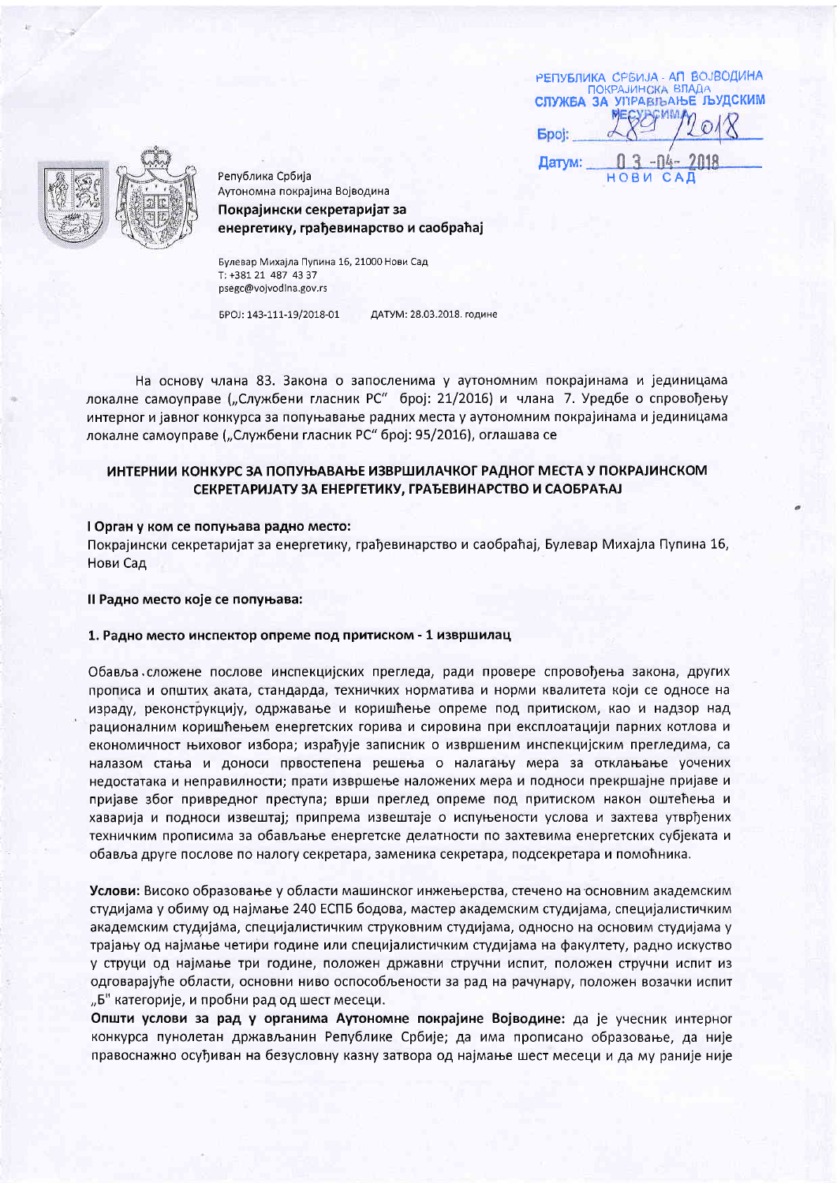РЕПУБЛИКА СРБИЈА - АП ВОЈВОДИНА
ПОКРАЈИНСКА ВЛАДА
СЛУЖБА ЗА УПРАВЉАЊЕ ЉУДСКИМ РЕСУРСИМА

Број: 289/2018

Датум: 03-04-2018

НОВИ САД

Република Србија
Аутономна покрајина Војводина
**Покрајински секретаријат за енергетику, грађевинарство и саобраћај**

Булевар Михајла Пупина 16, 21000 Нови Сад
Т: +381 21 487 43 37
psegc@vojvodina.gov.rs

БРОЈ: 143-111-19/2018-01 ДАТУМ: 28.03.2018. године

На основу члана 83. Закона о запосленима у аутономним покрајинама и јединицама локалне самоуправе („Службени гласник РС" број: 21/2016) и члана 7. Уредбе о спровођењу интерног и јавног конкурса за попуњавање радних места у аутономним покрајинама и јединицама локалне самоуправе („Службени гласник РС" број: 95/2016), оглашава се

## ИНТЕРНИ КОНКУРС ЗА ПОПУЊАВАЊЕ ИЗВРШИЛАЧКОГ РАДНОГ МЕСТА У ПОКРАЈИНСКОМ СЕКРЕТАРИЈАТУ ЗА ЕНЕРГЕТИКУ, ГРАЂЕВИНАРСТВО И САОБРАЋАЈ

**I Орган у ком се попуњава радно место:**

Покрајински секретаријат за енергетику, грађевинарство и саобраћај, Булевар Михајла Пупина 16, Нови Сад

**II Радно место које се попуњава:**

**1. Радно место инспектор опреме под притиском - 1 извршилац**

Обавља сложене послове инспекцијских прегледа, ради провере спровођења закона, других прописа и општих аката, стандарда, техничких норматива и норми квалитета који се односе на израду, реконструкцију, одржавање и коришћење опреме под притиском, као и надзор над рационалним коришћењем енергетских горива и сировина при експлоатацији парних котлова и економичност њиховог избора; израђује записник о извршеним инспекцијским прегледима, са налазом стања и доноси првостепена решења о налагању мера за отклањање уочених недостатака и неправилности; прати извршење наложених мера и подноси прекршајне пријаве и пријаве због привредног преступа; врши преглед опреме под притиском након оштећења и хаварија и подноси извештај; припрема извештаје о испуњености услова и захтева утврђених техничким прописима за обављање енергетске делатности по захтевима енергетских субјеката и обавља друге послове по налогу секретара, заменика секретара, подсекретара и помоћника.

**Услови:** Високо образовање у области машинског инжењерства, стечено на основним академским студијама у обиму од најмање 240 ЕСПБ бодова, мастер академским студијама, специјалистичким академским студијама, специјалистичким струковним студијама, односно на основим студијама у трајању од најмање четири године или специјалистичким студијама на факултету, радно искуство у струци од најмање три године, положен државни стручни испит, положен стручни испит из одговарајуће области, основни ниво оспособљености за рад на рачунару, положен возачки испит „Б" категорије, и пробни рад од шест месеци.

**Општи услови за рад у органима Аутономне покрајине Војводине:** да је учесник интерног конкурса пунолетан држављанин Републике Србије; да има прописано образовање, да није правоснажно осуђиван на безусловну казну затвора од најмање шест месеци и да му раније није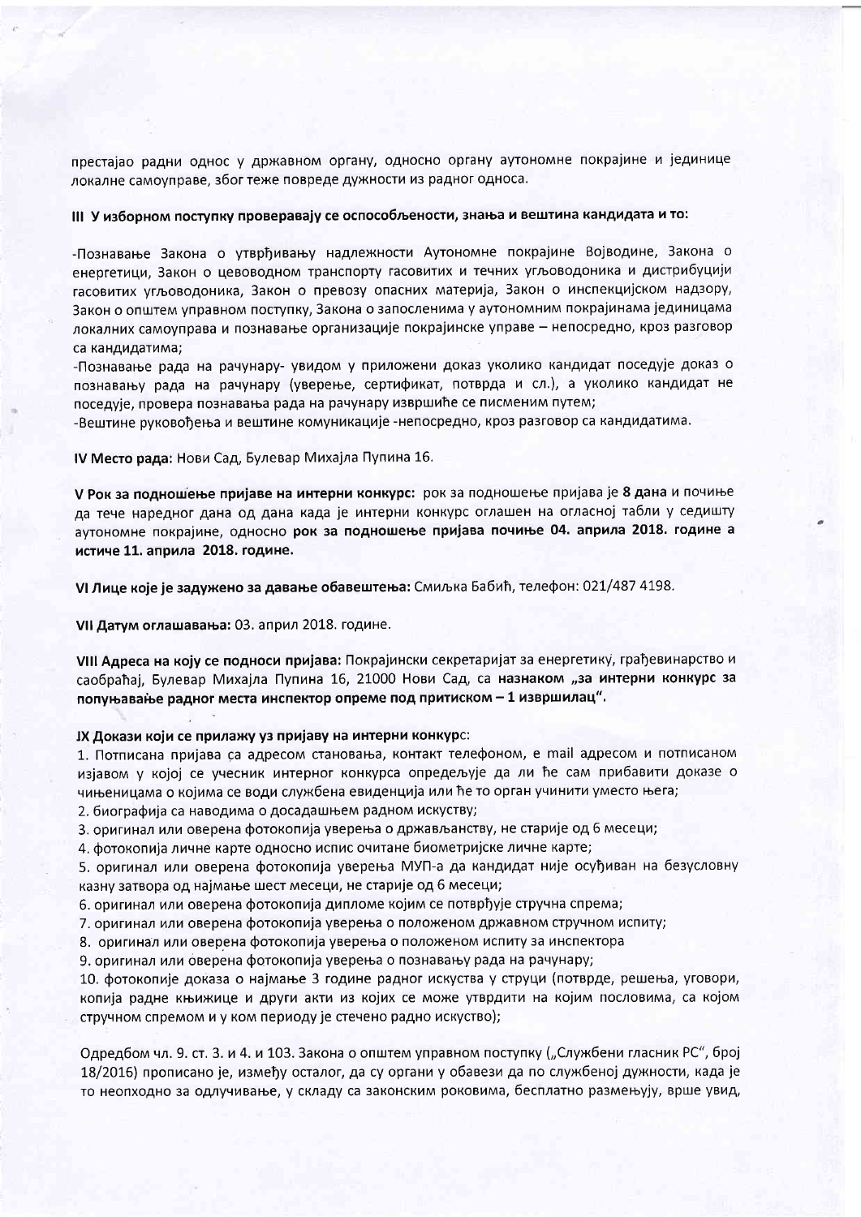престајао радни однос у државном органу, односно органу аутономне покрајине и јединице локалне самоуправе, због теже повреде дужности из радног односа.

**III У изборном поступку проверавају се оспособљености, знања и вештина кандидата и то:**

-Познавање Закона о утврђивању надлежности Аутономне покрајине Војводине, Закона о енергетици, Закон о цевоводном транспорту гасовитих и течних угљоводоника и дистрибуцији гасовитих угљоводоника, Закон о превозу опасних материја, Закон о инспекцијском надзору, Закон о општем управном поступку, Закона о запосленима у аутономним покрајинама јединицама локалних самоуправа и познавање организације покрајинске управе – непосредно, кроз разговор са кандидатима;

-Познавање рада на рачунару- увидом у приложени доказ уколико кандидат поседује доказ о познавању рада на рачунару (уверење, сертификат, потврда и сл.), а уколико кандидат не поседује, провера познавања рада на рачунару извршиће се писменим путем;

-Вештине руковођења и вештине комуникације -непосредно, кроз разговор са кандидатима.

**IV Место рада:** Нови Сад, Булевар Михајла Пупина 16.

**V Рок за подношење пријаве на интерни конкурс:** рок за подношење пријава је **8 дана** и почиње да тече наредног дана од дана када је интерни конкурс оглашен на огласној табли у седишту аутономне покрајине, односно **рок за подношење пријава почиње 04. априла 2018. године а истиче 11. априла 2018. године.**

**VI Лице које је задужено за давање обавештења:** Смиљка Бабић, телефон: 021/487 4198.

**VII Датум оглашавања:** 03. април 2018. године.

**VIII Адреса на коју се подноси пријава:** Покрајински секретаријат за енергетику, грађевинарство и саобраћај, Булевар Михајла Пупина 16, 21000 Нови Сад, са **назнаком „за интерни конкурс за попуњавање радног места инспектор опреме под притиском – 1 извршилац".**

**IX Докази који се прилажу уз пријаву на интерни конкурс:**

1. Потписана пријава са адресом становања, контакт телефоном, e mail адресом и потписаном изјавом у којој се учесник интерног конкурса опредељује да ли ће сам прибавити доказе о чињеницама о којима се води службена евиденција или ће то орган учинити уместо њега;
2. биографија са наводима о досадашњем радном искуству;
3. оригинал или оверена фотокопија уверења о држављанству, не старије од 6 месеци;
4. фотокопија личне карте односно испис очитане биометријске личне карте;
5. оригинал или оверена фотокопија уверења МУП-а да кандидат није осуђиван на безусловну казну затвора од најмање шест месеци, не старије од 6 месеци;
6. оригинал или оверена фотокопија дипломе којим се потврђује стручна спрема;
7. оригинал или оверена фотокопија уверења о положеном државном стручном испиту;
8. оригинал или оверена фотокопија уверења о положеном испиту за инспектора
9. оригинал или оверена фотокопија уверења о познавању рада на рачунару;
10. фотокопије доказа о најмање 3 године радног искуства у струци (потврде, решења, уговори, копија радне књижице и други акти из којих се може утврдити на којим пословима, са којом стручном спремом и у ком периоду је стечено радно искуство);

Одредбом чл. 9. ст. 3. и 4. и 103. Закона о општем управном поступку („Службени гласник РС", број 18/2016) прописано је, између осталог, да су органи у обавези да по службеној дужности, када је то неопходно за одлучивање, у складу са законским роковима, бесплатно размењују, врше увид,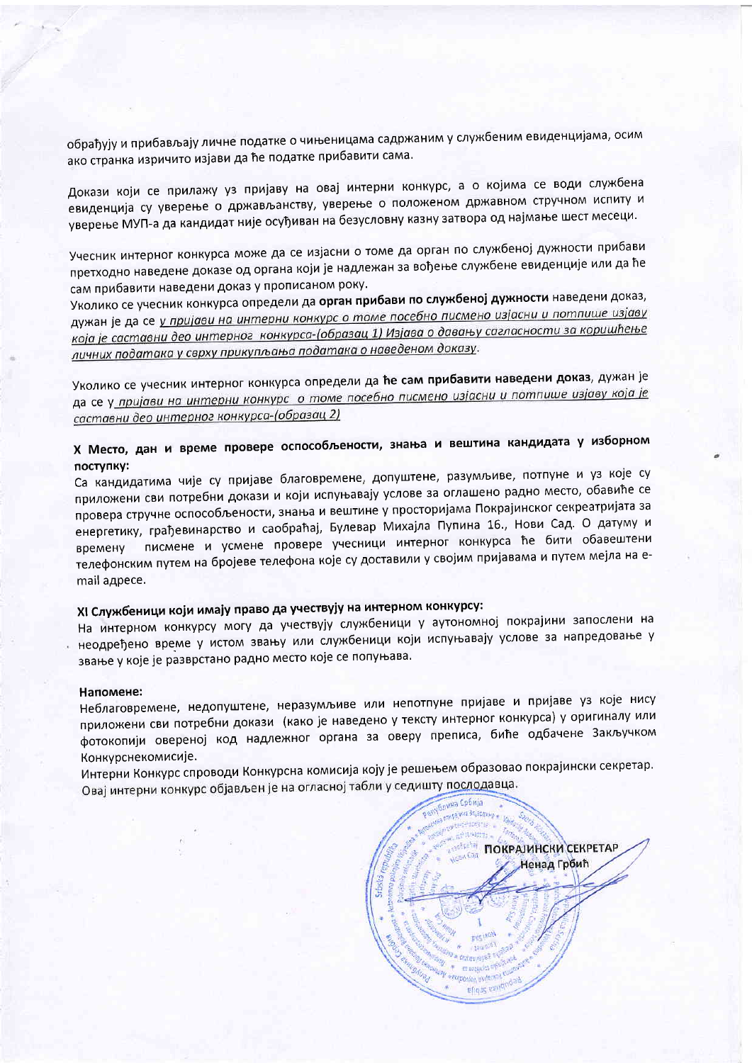обрађују и прибављају личне податке о чињеницама садржаним у службеним евиденцијама, осим ако странка изричито изјави да ће податке прибавити сама.

Докази који се прилажу уз пријаву на овај интерни конкурс, а о којима се води службена евиденција су уверење о држављанству, уверење о положеном државном стручном испиту и уверење МУП-а да кандидат није осуђиван на безусловну казну затвора од најмање шест месеци.

Учесник интерног конкурса може да се изјасни о томе да орган по службеној дужности прибави претходно наведене доказе од органа који је надлежан за вођење службене евиденције или да ће сам прибавити наведени доказ у прописаном року.
Уколико се учесник конкурса определи да **орган прибави по службеној дужности** наведени доказ, дужан је да се *у пријави на интерни конкурс о томе посебно писмено изјасни и потпише изјаву која је саставни део интерног конкурса-(образац 1) Изјава о давању сагласности за коришћење личних података у сврху прикупљања података о наведеном доказу*.

Уколико се учесник интерног конкурса определи да **ће сам прибавити наведени доказ**, дужан је да се у *пријави на интерни конкурс о томе посебно писмено изјасни и потпише изјаву која је саставни део интерног конкурса-(образац 2)*

## X Место, дан и време провере оспособљености, знања и вештина кандидата у изборном поступку:

Са кандидатима чије су пријаве благовремене, допуштене, разумљиве, потпуне и уз које су приложени сви потребни докази и који испуњавају услове за оглашено радно место, обавиће се провера стручне оспособљености, знања и вештине у просторијама Покрајинског секреатријата за енергетику, грађевинарство и саобраћај, Булевар Михајла Пупина 16., Нови Сад. О датуму и времену писмене и усмене провере учесници интерног конкурса ће бити обавештени телефонским путем на бројеве телефона које су доставили у својим пријавама и путем мејла на e-mail адресе.

## XI Службеници који имају право да учествују на интерном конкурсу:

На интерном конкурсу могу да учествују службеници у аутономној покрајини запослени на неодређено време у истом звању или службеници који испуњавају услове за напредовање у звање у које је разврстано радно место које се попуњава.

**Напомене:**

Неблаговремене, недопуштене, неразумљиве или непотпуне пријаве и пријаве уз које нису приложени сви потребни докази (како је наведено у тексту интерног конкурса) у оригиналу или фотокопији овереној код надлежног органа за оверу преписа, биће одбачене Закључком Конкурснекомисије.
Интерни Конкурс спроводи Конкурсна комисија коју је решењем образовао покрајински секретар.
Овај интерни конкурс објављен је на огласној табли у седишту послодавца.

ПОКРАЈИНСКИ СЕКРЕТАР
Ненад Грбић